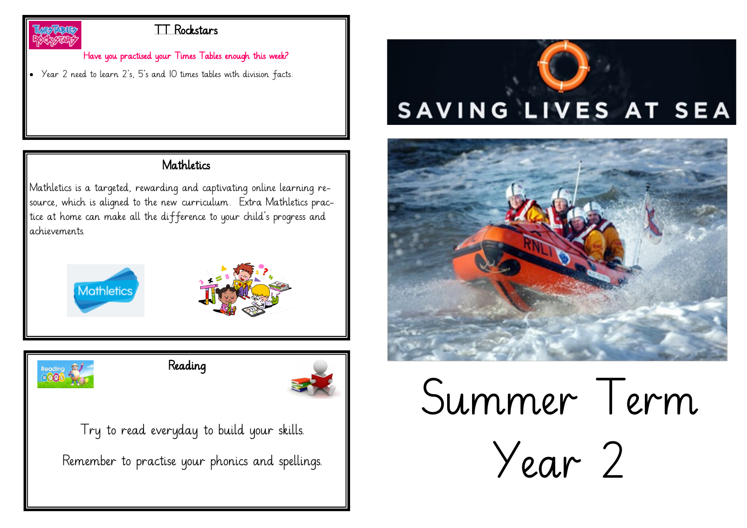## TT Rockstars

Have you practised your Times Tables enough this week?

- Year 2 need to learn 2's, 5's and 10 times tables with division facts.

## Mathletics

Mathletics is a targeted, rewarding and captivating online learning resource, which is aligned to the new curriculum. Extra Mathletics practice at home can make all the difference to your child's progress and achievements.

## Reading

Try to read everyday to build your skills.

Remember to practise your phonics and spellings.

# SAVING LIVES AT SEA

# Summer Term

# Year 2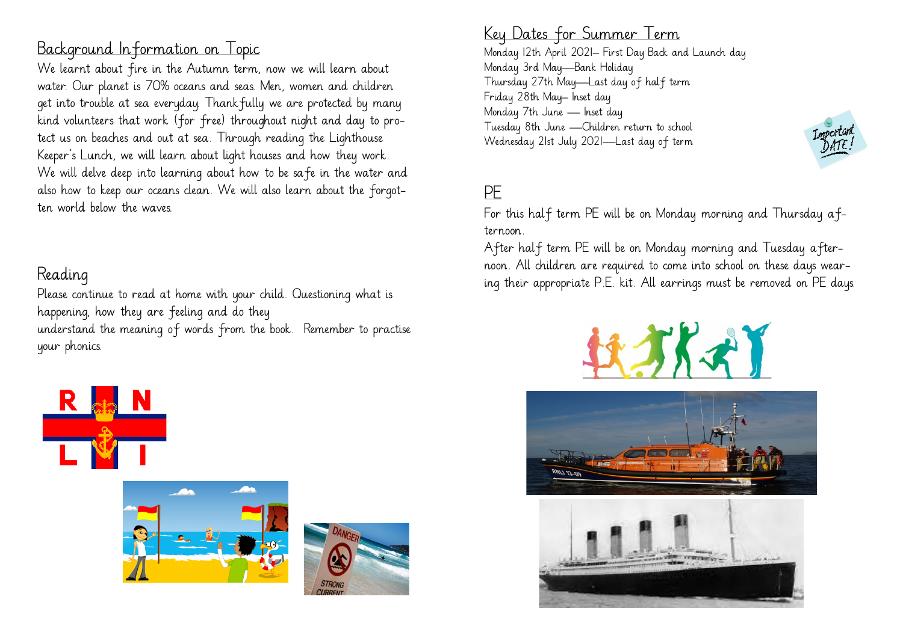## Background Information on Topic

We learnt about fire in the Autumn term, now we will learn about water. Our planet is 70% oceans and seas. Men, women and children get into trouble at sea everyday. Thankfully we are protected by many kind volunteers that work (for free) throughout night and day to protect us on beaches and out at sea. Through reading the Lighthouse Keeper's Lunch, we will learn about light houses and how they work. We will delve deep into learning about how to be safe in the water and also how to keep our oceans clean. We will also learn about the forgotten world below the waves.

## Reading

Please continue to read at home with your child. Questioning what is happening, how they are feeling and do they understand the meaning of words from the book. Remember to practise your phonics.

## Key Dates for Summer Term

Monday 12th April 2021– First Day Back and Launch day
Monday 3rd May—Bank Holiday
Thursday 27th May—Last day of half term
Friday 28th May– Inset day
Monday 7th June — Inset day
Tuesday 8th June —Children return to school
Wednesday 21st July 2021—Last day of term

## PE

For this half term PE will be on Monday morning and Thursday afternoon.

After half term PE will be on Monday morning and Tuesday afternoon. All children are required to come into school on these days wearing their appropriate P.E. kit. All earrings must be removed on PE days.